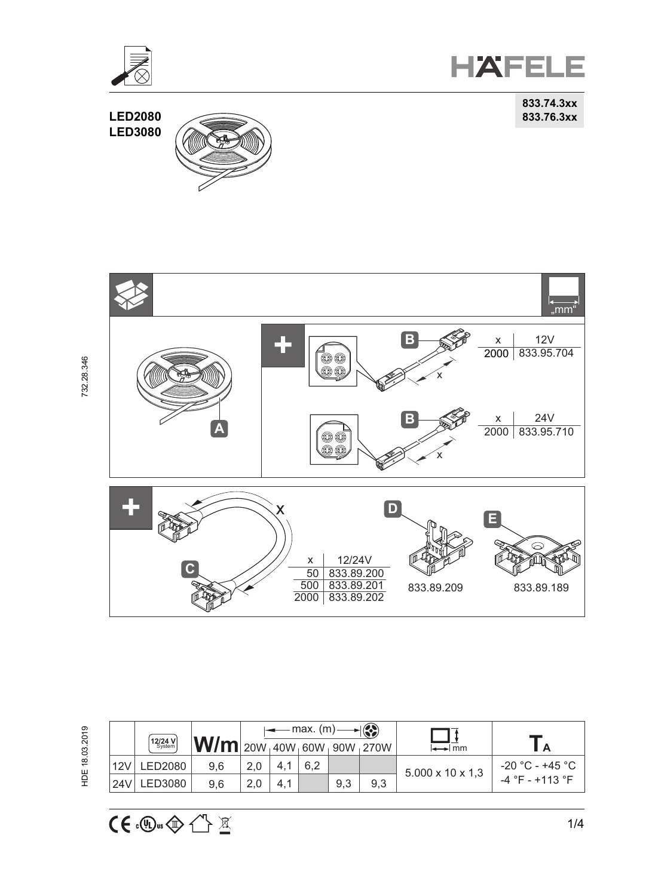HÄFELE

**833.74.3xx**
**833.76.3xx**

**LED2080**
**LED3080**

„mm"

A

B

| x | 12V |
|---|---|
| 2000 | 833.95.704 |

B

| x | 24V |
|---|---|
| 2000 | 833.95.710 |

C

| x | 12/24V |
|---|---|
| 50 | 833.89.200 |
| 500 | 833.89.201 |
| 2000 | 833.89.202 |

D

833.89.209

E

833.89.189

| | 12/24 V System | W/m | max. (m) 20W | 40W | 60W | 90W | 270W | mm | $T_A$ |
|---|---|---|---|---|---|---|---|---|---|
| 12V | LED2080 | 9,6 | 2,0 | 4,1 | 6,2 | | | 5.000 x 10 x 1,3 | -20 °C - +45 °C / -4 °F - +113 °F |
| 24V | LED3080 | 9,6 | 2,0 | 4,1 | | 9,3 | 9,3 | 5.000 x 10 x 1,3 | -20 °C - +45 °C / -4 °F - +113 °F |

732.28.346

HDE 18.03.2019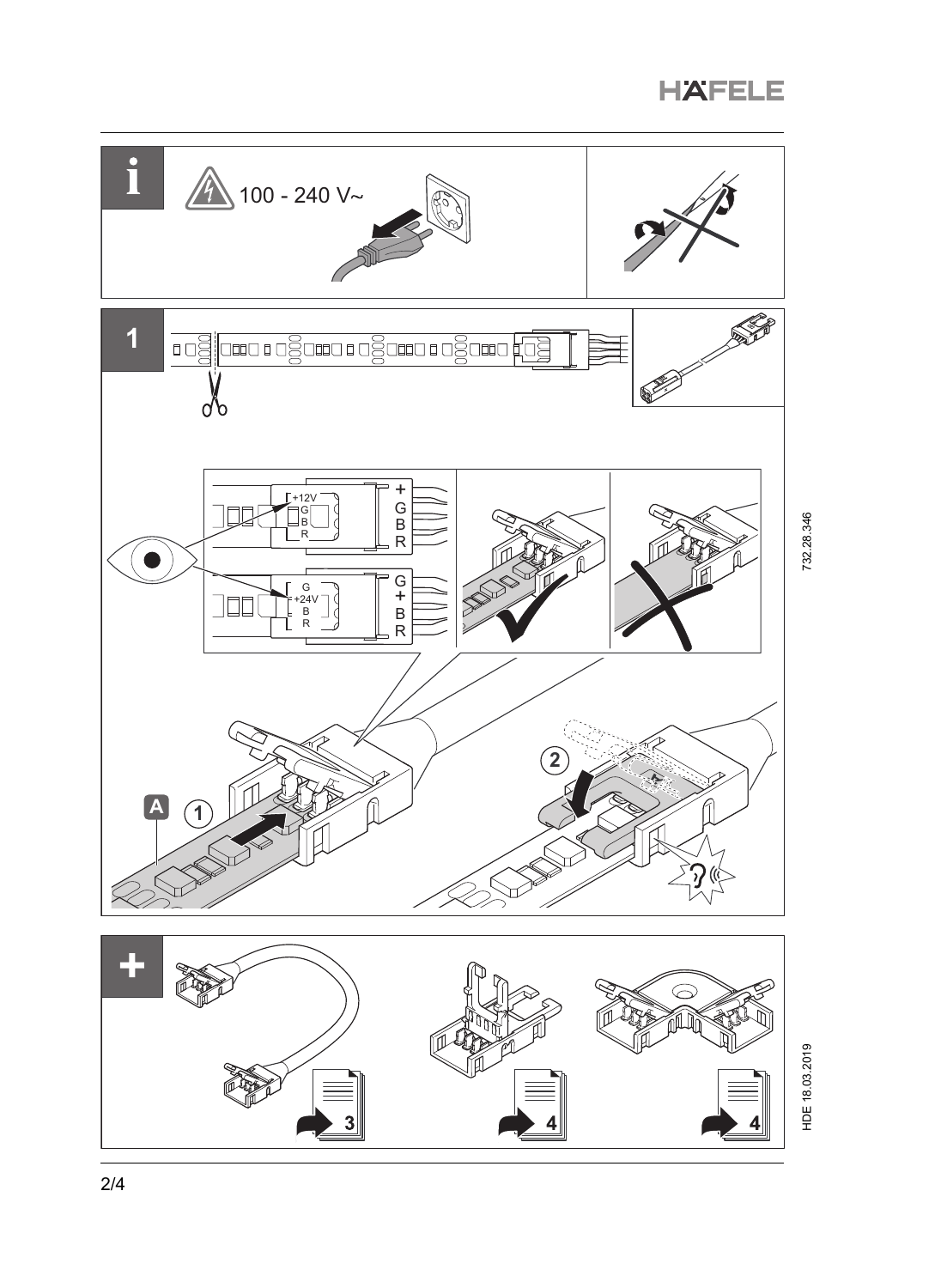i

100 - 240 V~

1

+12V
G
B
R

+
G
B
R

G
+24V
B
R

G
+
B
R

A

1

2

+

3

4

4

732.28.346

HDE 18.03.2019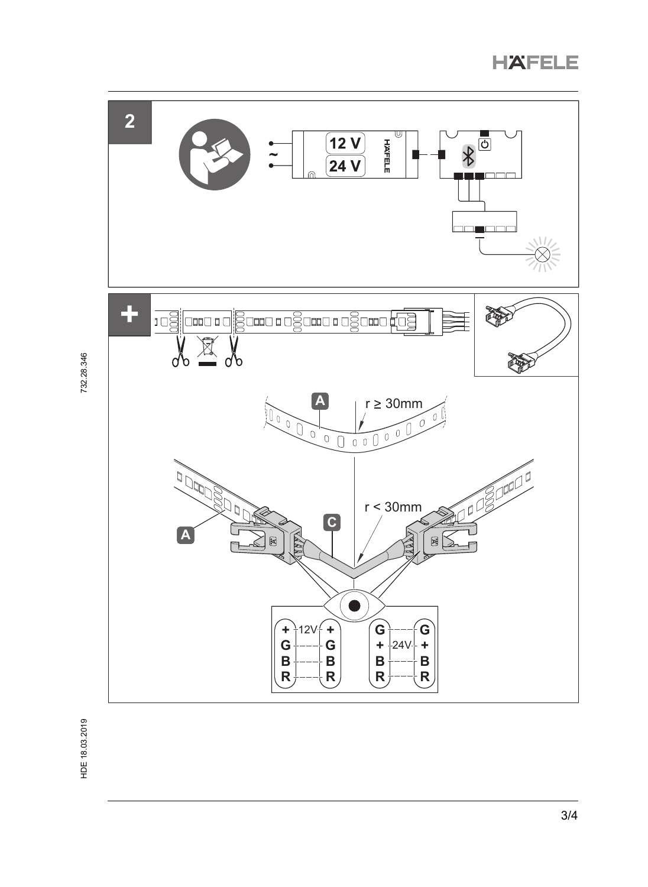2

12 V

24 V

+

A

r ≥ 30mm

r < 30mm

C

A

| + | 12V | + |
|---|---|---|
| G | | G |
| B | | B |
| R | | R |

| G | | G |
|---|---|---|
| + | 24V | + |
| B | | B |
| R | | R |

732.28.346

HDE 18.03.2019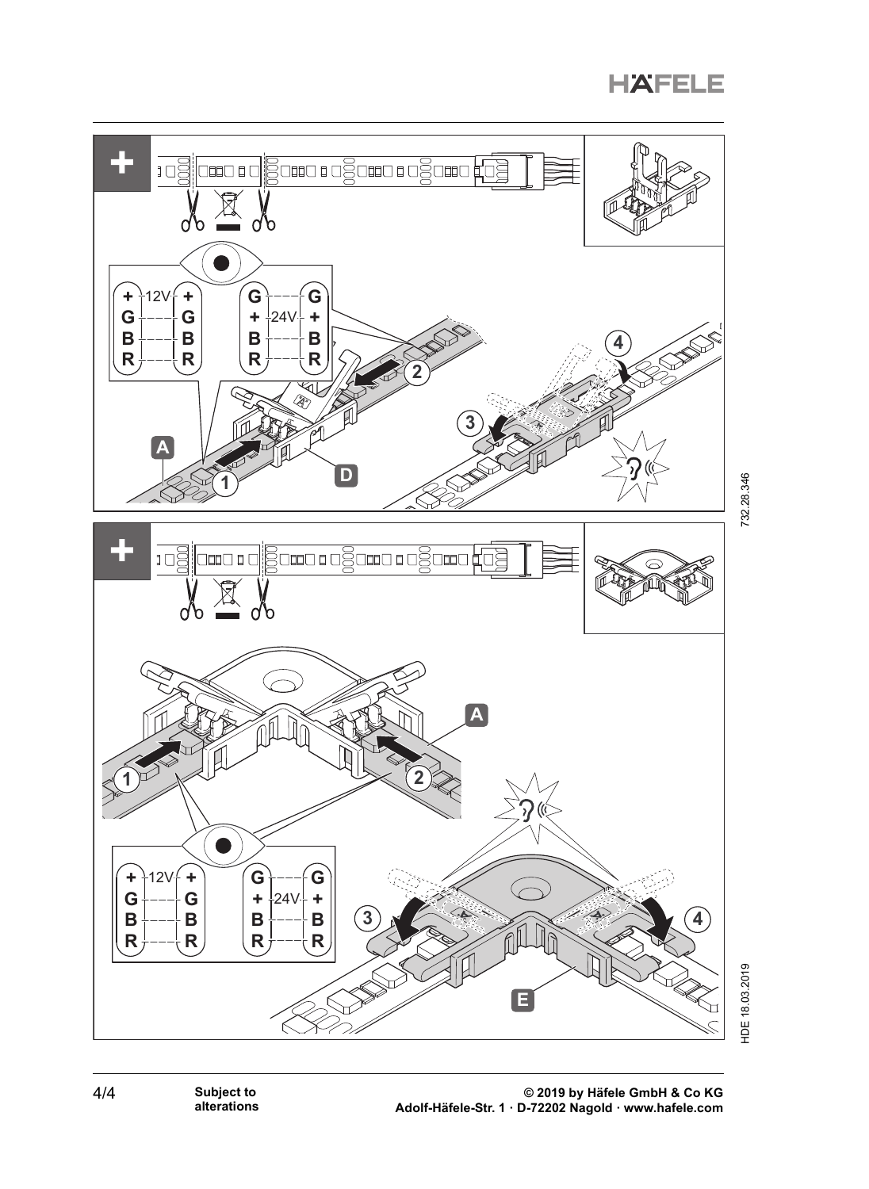\+

\+ 12V +
G G
B B
R R

G G
\+ 24V +
B B
R R

A

D

1 2 3 4

\+

A

1 2

\+ 12V +
G G
B B
R R

G G
\+ 24V +
B B
R R

3 4

E